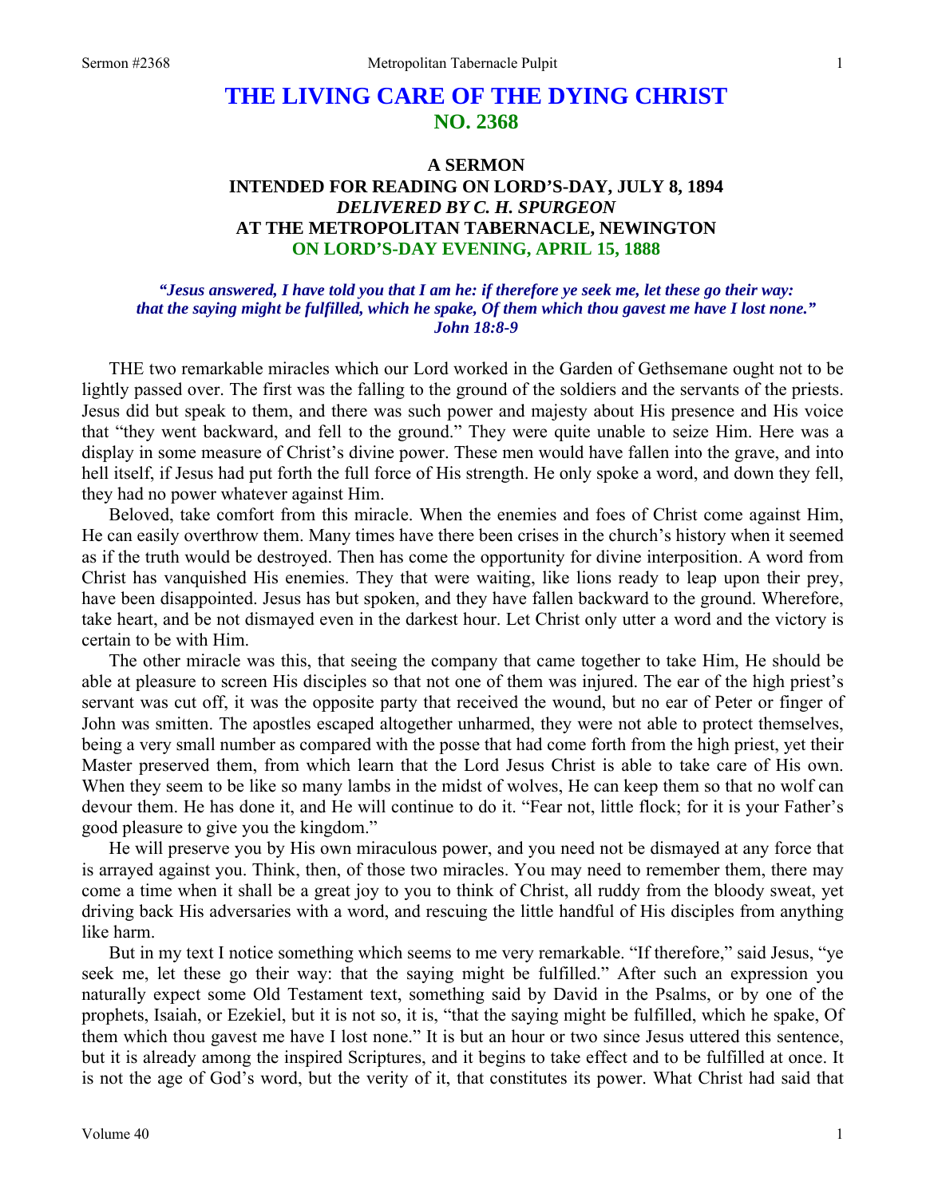# THE LIVING CARE OF THE DYING CHRIST
## NO. 2368

### A SERMON
### INTENDED FOR READING ON LORD'S-DAY, JULY 8, 1894
### *DELIVERED BY C. H. SPURGEON*
### AT THE METROPOLITAN TABERNACLE, NEWINGTON
### ON LORD'S-DAY EVENING, APRIL 15, 1888

***"Jesus answered, I have told you that I am he: if therefore ye seek me, let these go their way: that the saying might be fulfilled, which he spake, Of them which thou gavest me have I lost none." John 18:8-9***

THE two remarkable miracles which our Lord worked in the Garden of Gethsemane ought not to be lightly passed over. The first was the falling to the ground of the soldiers and the servants of the priests. Jesus did but speak to them, and there was such power and majesty about His presence and His voice that "they went backward, and fell to the ground." They were quite unable to seize Him. Here was a display in some measure of Christ's divine power. These men would have fallen into the grave, and into hell itself, if Jesus had put forth the full force of His strength. He only spoke a word, and down they fell, they had no power whatever against Him.

Beloved, take comfort from this miracle. When the enemies and foes of Christ come against Him, He can easily overthrow them. Many times have there been crises in the church's history when it seemed as if the truth would be destroyed. Then has come the opportunity for divine interposition. A word from Christ has vanquished His enemies. They that were waiting, like lions ready to leap upon their prey, have been disappointed. Jesus has but spoken, and they have fallen backward to the ground. Wherefore, take heart, and be not dismayed even in the darkest hour. Let Christ only utter a word and the victory is certain to be with Him.

The other miracle was this, that seeing the company that came together to take Him, He should be able at pleasure to screen His disciples so that not one of them was injured. The ear of the high priest's servant was cut off, it was the opposite party that received the wound, but no ear of Peter or finger of John was smitten. The apostles escaped altogether unharmed, they were not able to protect themselves, being a very small number as compared with the posse that had come forth from the high priest, yet their Master preserved them, from which learn that the Lord Jesus Christ is able to take care of His own. When they seem to be like so many lambs in the midst of wolves, He can keep them so that no wolf can devour them. He has done it, and He will continue to do it. "Fear not, little flock; for it is your Father's good pleasure to give you the kingdom."

He will preserve you by His own miraculous power, and you need not be dismayed at any force that is arrayed against you. Think, then, of those two miracles. You may need to remember them, there may come a time when it shall be a great joy to you to think of Christ, all ruddy from the bloody sweat, yet driving back His adversaries with a word, and rescuing the little handful of His disciples from anything like harm.

But in my text I notice something which seems to me very remarkable. "If therefore," said Jesus, "ye seek me, let these go their way: that the saying might be fulfilled." After such an expression you naturally expect some Old Testament text, something said by David in the Psalms, or by one of the prophets, Isaiah, or Ezekiel, but it is not so, it is, "that the saying might be fulfilled, which he spake, Of them which thou gavest me have I lost none." It is but an hour or two since Jesus uttered this sentence, but it is already among the inspired Scriptures, and it begins to take effect and to be fulfilled at once. It is not the age of God's word, but the verity of it, that constitutes its power. What Christ had said that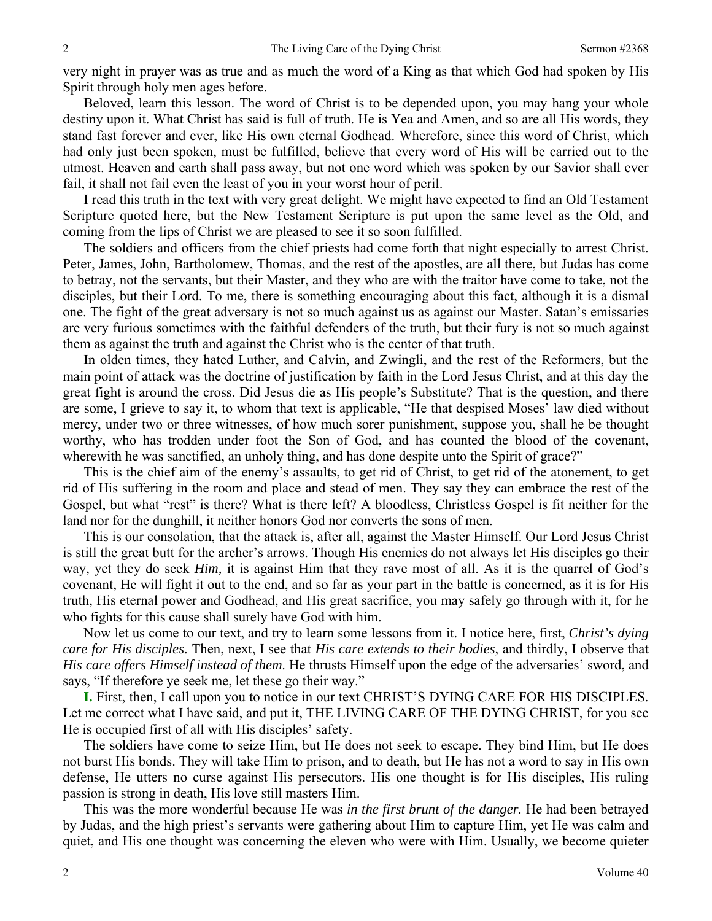very night in prayer was as true and as much the word of a King as that which God had spoken by His Spirit through holy men ages before.

Beloved, learn this lesson. The word of Christ is to be depended upon, you may hang your whole destiny upon it. What Christ has said is full of truth. He is Yea and Amen, and so are all His words, they stand fast forever and ever, like His own eternal Godhead. Wherefore, since this word of Christ, which had only just been spoken, must be fulfilled, believe that every word of His will be carried out to the utmost. Heaven and earth shall pass away, but not one word which was spoken by our Savior shall ever fail, it shall not fail even the least of you in your worst hour of peril.

I read this truth in the text with very great delight. We might have expected to find an Old Testament Scripture quoted here, but the New Testament Scripture is put upon the same level as the Old, and coming from the lips of Christ we are pleased to see it so soon fulfilled.

The soldiers and officers from the chief priests had come forth that night especially to arrest Christ. Peter, James, John, Bartholomew, Thomas, and the rest of the apostles, are all there, but Judas has come to betray, not the servants, but their Master, and they who are with the traitor have come to take, not the disciples, but their Lord. To me, there is something encouraging about this fact, although it is a dismal one. The fight of the great adversary is not so much against us as against our Master. Satan's emissaries are very furious sometimes with the faithful defenders of the truth, but their fury is not so much against them as against the truth and against the Christ who is the center of that truth.

In olden times, they hated Luther, and Calvin, and Zwingli, and the rest of the Reformers, but the main point of attack was the doctrine of justification by faith in the Lord Jesus Christ, and at this day the great fight is around the cross. Did Jesus die as His people's Substitute? That is the question, and there are some, I grieve to say it, to whom that text is applicable, "He that despised Moses' law died without mercy, under two or three witnesses, of how much sorer punishment, suppose you, shall he be thought worthy, who has trodden under foot the Son of God, and has counted the blood of the covenant, wherewith he was sanctified, an unholy thing, and has done despite unto the Spirit of grace?"

This is the chief aim of the enemy's assaults, to get rid of Christ, to get rid of the atonement, to get rid of His suffering in the room and place and stead of men. They say they can embrace the rest of the Gospel, but what "rest" is there? What is there left? A bloodless, Christless Gospel is fit neither for the land nor for the dunghill, it neither honors God nor converts the sons of men.

This is our consolation, that the attack is, after all, against the Master Himself. Our Lord Jesus Christ is still the great butt for the archer's arrows. Though His enemies do not always let His disciples go their way, yet they do seek *Him,* it is against Him that they rave most of all. As it is the quarrel of God's covenant, He will fight it out to the end, and so far as your part in the battle is concerned, as it is for His truth, His eternal power and Godhead, and His great sacrifice, you may safely go through with it, for he who fights for this cause shall surely have God with him.

Now let us come to our text, and try to learn some lessons from it. I notice here, first, *Christ's dying care for His disciples*. Then, next, I see that *His care extends to their bodies,* and thirdly, I observe that *His care offers Himself instead of them.* He thrusts Himself upon the edge of the adversaries' sword, and says, "If therefore ye seek me, let these go their way."

**I.** First, then, I call upon you to notice in our text CHRIST'S DYING CARE FOR HIS DISCIPLES. Let me correct what I have said, and put it, THE LIVING CARE OF THE DYING CHRIST, for you see He is occupied first of all with His disciples' safety.

The soldiers have come to seize Him, but He does not seek to escape. They bind Him, but He does not burst His bonds. They will take Him to prison, and to death, but He has not a word to say in His own defense, He utters no curse against His persecutors. His one thought is for His disciples, His ruling passion is strong in death, His love still masters Him.

This was the more wonderful because He was *in the first brunt of the danger.* He had been betrayed by Judas, and the high priest's servants were gathering about Him to capture Him, yet He was calm and quiet, and His one thought was concerning the eleven who were with Him. Usually, we become quieter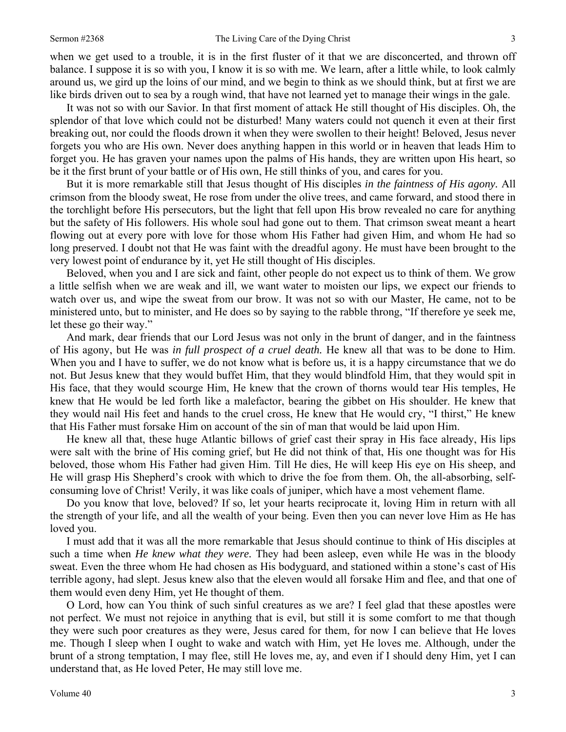when we get used to a trouble, it is in the first fluster of it that we are disconcerted, and thrown off balance. I suppose it is so with you, I know it is so with me. We learn, after a little while, to look calmly around us, we gird up the loins of our mind, and we begin to think as we should think, but at first we are like birds driven out to sea by a rough wind, that have not learned yet to manage their wings in the gale.

It was not so with our Savior. In that first moment of attack He still thought of His disciples. Oh, the splendor of that love which could not be disturbed! Many waters could not quench it even at their first breaking out, nor could the floods drown it when they were swollen to their height! Beloved, Jesus never forgets you who are His own. Never does anything happen in this world or in heaven that leads Him to forget you. He has graven your names upon the palms of His hands, they are written upon His heart, so be it the first brunt of your battle or of His own, He still thinks of you, and cares for you.

But it is more remarkable still that Jesus thought of His disciples *in the faintness of His agony.* All crimson from the bloody sweat, He rose from under the olive trees, and came forward, and stood there in the torchlight before His persecutors, but the light that fell upon His brow revealed no care for anything but the safety of His followers. His whole soul had gone out to them. That crimson sweat meant a heart flowing out at every pore with love for those whom His Father had given Him, and whom He had so long preserved. I doubt not that He was faint with the dreadful agony. He must have been brought to the very lowest point of endurance by it, yet He still thought of His disciples.

Beloved, when you and I are sick and faint, other people do not expect us to think of them. We grow a little selfish when we are weak and ill, we want water to moisten our lips, we expect our friends to watch over us, and wipe the sweat from our brow. It was not so with our Master, He came, not to be ministered unto, but to minister, and He does so by saying to the rabble throng, "If therefore ye seek me, let these go their way."

And mark, dear friends that our Lord Jesus was not only in the brunt of danger, and in the faintness of His agony, but He was *in full prospect of a cruel death.* He knew all that was to be done to Him. When you and I have to suffer, we do not know what is before us, it is a happy circumstance that we do not. But Jesus knew that they would buffet Him, that they would blindfold Him, that they would spit in His face, that they would scourge Him, He knew that the crown of thorns would tear His temples, He knew that He would be led forth like a malefactor, bearing the gibbet on His shoulder. He knew that they would nail His feet and hands to the cruel cross, He knew that He would cry, "I thirst," He knew that His Father must forsake Him on account of the sin of man that would be laid upon Him.

He knew all that, these huge Atlantic billows of grief cast their spray in His face already, His lips were salt with the brine of His coming grief, but He did not think of that, His one thought was for His beloved, those whom His Father had given Him. Till He dies, He will keep His eye on His sheep, and He will grasp His Shepherd's crook with which to drive the foe from them. Oh, the all-absorbing, self-consuming love of Christ! Verily, it was like coals of juniper, which have a most vehement flame.

Do you know that love, beloved? If so, let your hearts reciprocate it, loving Him in return with all the strength of your life, and all the wealth of your being. Even then you can never love Him as He has loved you.

I must add that it was all the more remarkable that Jesus should continue to think of His disciples at such a time when *He knew what they were.* They had been asleep, even while He was in the bloody sweat. Even the three whom He had chosen as His bodyguard, and stationed within a stone's cast of His terrible agony, had slept. Jesus knew also that the eleven would all forsake Him and flee, and that one of them would even deny Him, yet He thought of them.

O Lord, how can You think of such sinful creatures as we are? I feel glad that these apostles were not perfect. We must not rejoice in anything that is evil, but still it is some comfort to me that though they were such poor creatures as they were, Jesus cared for them, for now I can believe that He loves me. Though I sleep when I ought to wake and watch with Him, yet He loves me. Although, under the brunt of a strong temptation, I may flee, still He loves me, ay, and even if I should deny Him, yet I can understand that, as He loved Peter, He may still love me.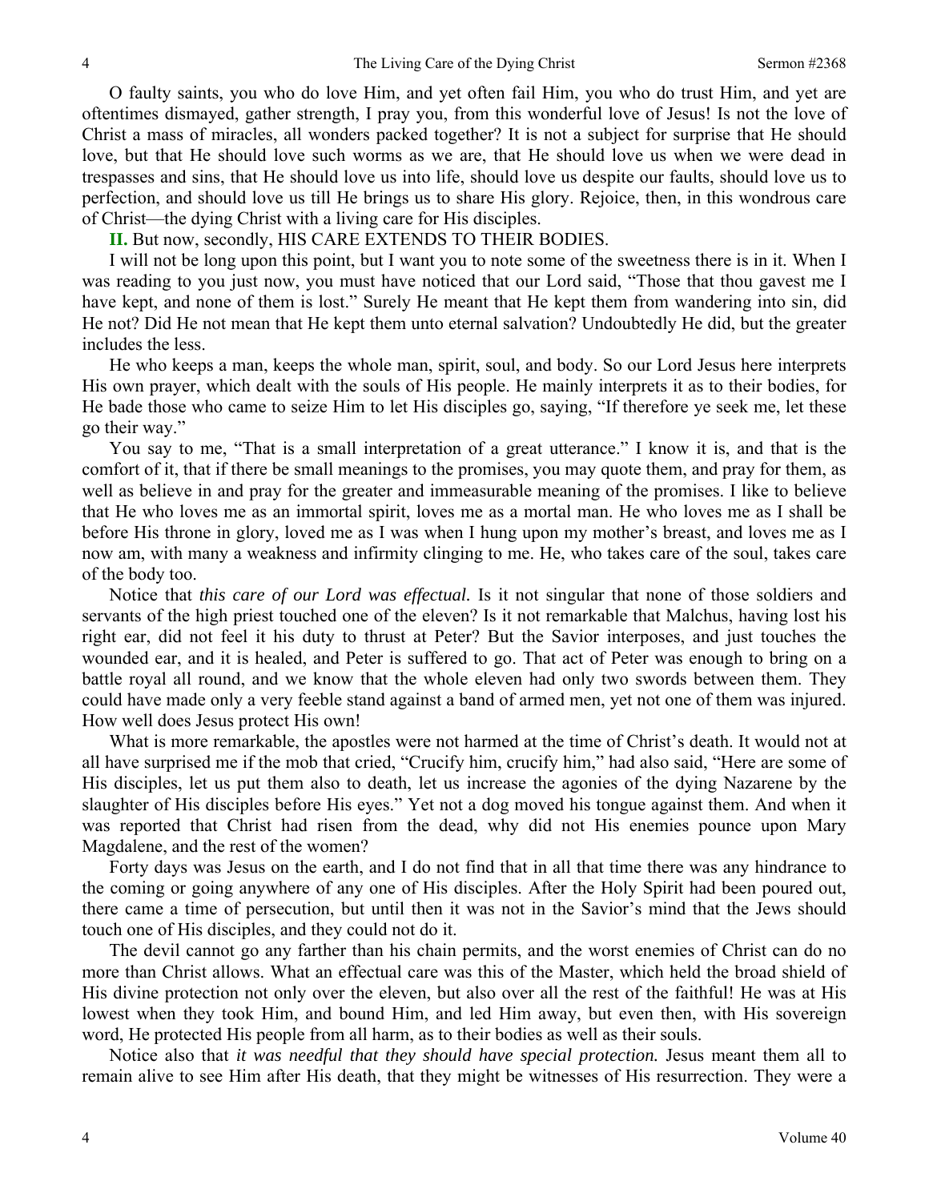O faulty saints, you who do love Him, and yet often fail Him, you who do trust Him, and yet are oftentimes dismayed, gather strength, I pray you, from this wonderful love of Jesus! Is not the love of Christ a mass of miracles, all wonders packed together? It is not a subject for surprise that He should love, but that He should love such worms as we are, that He should love us when we were dead in trespasses and sins, that He should love us into life, should love us despite our faults, should love us to perfection, and should love us till He brings us to share His glory. Rejoice, then, in this wondrous care of Christ—the dying Christ with a living care for His disciples.

**II.** But now, secondly, HIS CARE EXTENDS TO THEIR BODIES.

I will not be long upon this point, but I want you to note some of the sweetness there is in it. When I was reading to you just now, you must have noticed that our Lord said, "Those that thou gavest me I have kept, and none of them is lost." Surely He meant that He kept them from wandering into sin, did He not? Did He not mean that He kept them unto eternal salvation? Undoubtedly He did, but the greater includes the less.

He who keeps a man, keeps the whole man, spirit, soul, and body. So our Lord Jesus here interprets His own prayer, which dealt with the souls of His people. He mainly interprets it as to their bodies, for He bade those who came to seize Him to let His disciples go, saying, "If therefore ye seek me, let these go their way."

You say to me, "That is a small interpretation of a great utterance." I know it is, and that is the comfort of it, that if there be small meanings to the promises, you may quote them, and pray for them, as well as believe in and pray for the greater and immeasurable meaning of the promises. I like to believe that He who loves me as an immortal spirit, loves me as a mortal man. He who loves me as I shall be before His throne in glory, loved me as I was when I hung upon my mother's breast, and loves me as I now am, with many a weakness and infirmity clinging to me. He, who takes care of the soul, takes care of the body too.

Notice that *this care of our Lord was effectual.* Is it not singular that none of those soldiers and servants of the high priest touched one of the eleven? Is it not remarkable that Malchus, having lost his right ear, did not feel it his duty to thrust at Peter? But the Savior interposes, and just touches the wounded ear, and it is healed, and Peter is suffered to go. That act of Peter was enough to bring on a battle royal all round, and we know that the whole eleven had only two swords between them. They could have made only a very feeble stand against a band of armed men, yet not one of them was injured. How well does Jesus protect His own!

What is more remarkable, the apostles were not harmed at the time of Christ's death. It would not at all have surprised me if the mob that cried, "Crucify him, crucify him," had also said, "Here are some of His disciples, let us put them also to death, let us increase the agonies of the dying Nazarene by the slaughter of His disciples before His eyes." Yet not a dog moved his tongue against them. And when it was reported that Christ had risen from the dead, why did not His enemies pounce upon Mary Magdalene, and the rest of the women?

Forty days was Jesus on the earth, and I do not find that in all that time there was any hindrance to the coming or going anywhere of any one of His disciples. After the Holy Spirit had been poured out, there came a time of persecution, but until then it was not in the Savior's mind that the Jews should touch one of His disciples, and they could not do it.

The devil cannot go any farther than his chain permits, and the worst enemies of Christ can do no more than Christ allows. What an effectual care was this of the Master, which held the broad shield of His divine protection not only over the eleven, but also over all the rest of the faithful! He was at His lowest when they took Him, and bound Him, and led Him away, but even then, with His sovereign word, He protected His people from all harm, as to their bodies as well as their souls.

Notice also that *it was needful that they should have special protection.* Jesus meant them all to remain alive to see Him after His death, that they might be witnesses of His resurrection. They were a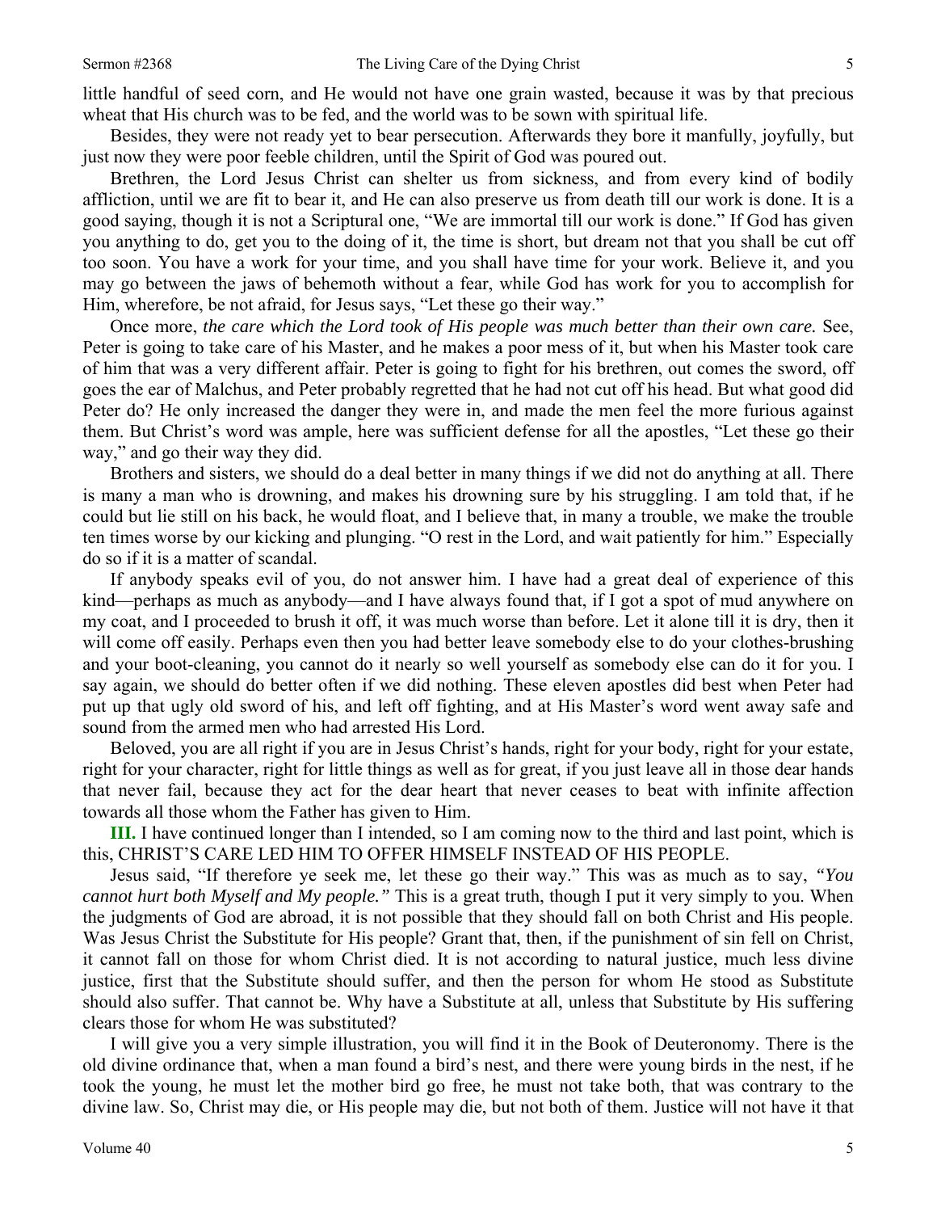little handful of seed corn, and He would not have one grain wasted, because it was by that precious wheat that His church was to be fed, and the world was to be sown with spiritual life.

Besides, they were not ready yet to bear persecution. Afterwards they bore it manfully, joyfully, but just now they were poor feeble children, until the Spirit of God was poured out.

Brethren, the Lord Jesus Christ can shelter us from sickness, and from every kind of bodily affliction, until we are fit to bear it, and He can also preserve us from death till our work is done. It is a good saying, though it is not a Scriptural one, "We are immortal till our work is done." If God has given you anything to do, get you to the doing of it, the time is short, but dream not that you shall be cut off too soon. You have a work for your time, and you shall have time for your work. Believe it, and you may go between the jaws of behemoth without a fear, while God has work for you to accomplish for Him, wherefore, be not afraid, for Jesus says, "Let these go their way."

Once more, *the care which the Lord took of His people was much better than their own care.* See, Peter is going to take care of his Master, and he makes a poor mess of it, but when his Master took care of him that was a very different affair. Peter is going to fight for his brethren, out comes the sword, off goes the ear of Malchus, and Peter probably regretted that he had not cut off his head. But what good did Peter do? He only increased the danger they were in, and made the men feel the more furious against them. But Christ's word was ample, here was sufficient defense for all the apostles, "Let these go their way," and go their way they did.

Brothers and sisters, we should do a deal better in many things if we did not do anything at all. There is many a man who is drowning, and makes his drowning sure by his struggling. I am told that, if he could but lie still on his back, he would float, and I believe that, in many a trouble, we make the trouble ten times worse by our kicking and plunging. "O rest in the Lord, and wait patiently for him." Especially do so if it is a matter of scandal.

If anybody speaks evil of you, do not answer him. I have had a great deal of experience of this kind—perhaps as much as anybody—and I have always found that, if I got a spot of mud anywhere on my coat, and I proceeded to brush it off, it was much worse than before. Let it alone till it is dry, then it will come off easily. Perhaps even then you had better leave somebody else to do your clothes-brushing and your boot-cleaning, you cannot do it nearly so well yourself as somebody else can do it for you. I say again, we should do better often if we did nothing. These eleven apostles did best when Peter had put up that ugly old sword of his, and left off fighting, and at His Master's word went away safe and sound from the armed men who had arrested His Lord.

Beloved, you are all right if you are in Jesus Christ's hands, right for your body, right for your estate, right for your character, right for little things as well as for great, if you just leave all in those dear hands that never fail, because they act for the dear heart that never ceases to beat with infinite affection towards all those whom the Father has given to Him.

**III.** I have continued longer than I intended, so I am coming now to the third and last point, which is this, CHRIST'S CARE LED HIM TO OFFER HIMSELF INSTEAD OF HIS PEOPLE.

Jesus said, "If therefore ye seek me, let these go their way." This was as much as to say, *"You cannot hurt both Myself and My people."* This is a great truth, though I put it very simply to you. When the judgments of God are abroad, it is not possible that they should fall on both Christ and His people. Was Jesus Christ the Substitute for His people? Grant that, then, if the punishment of sin fell on Christ, it cannot fall on those for whom Christ died. It is not according to natural justice, much less divine justice, first that the Substitute should suffer, and then the person for whom He stood as Substitute should also suffer. That cannot be. Why have a Substitute at all, unless that Substitute by His suffering clears those for whom He was substituted?

I will give you a very simple illustration, you will find it in the Book of Deuteronomy. There is the old divine ordinance that, when a man found a bird's nest, and there were young birds in the nest, if he took the young, he must let the mother bird go free, he must not take both, that was contrary to the divine law. So, Christ may die, or His people may die, but not both of them. Justice will not have it that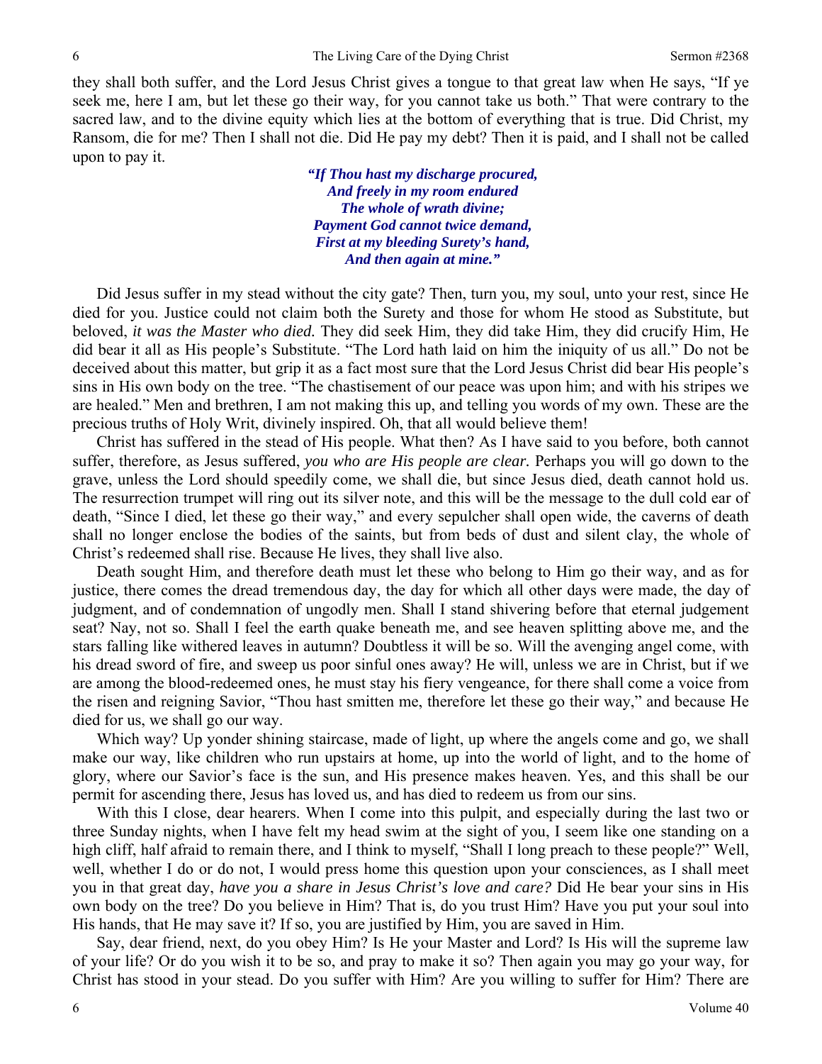they shall both suffer, and the Lord Jesus Christ gives a tongue to that great law when He says, "If ye seek me, here I am, but let these go their way, for you cannot take us both." That were contrary to the sacred law, and to the divine equity which lies at the bottom of everything that is true. Did Christ, my Ransom, die for me? Then I shall not die. Did He pay my debt? Then it is paid, and I shall not be called upon to pay it.

> ***"If Thou hast my discharge procured,***
> ***And freely in my room endured***
> ***The whole of wrath divine;***
> ***Payment God cannot twice demand,***
> ***First at my bleeding Surety's hand,***
> ***And then again at mine."***

Did Jesus suffer in my stead without the city gate? Then, turn you, my soul, unto your rest, since He died for you. Justice could not claim both the Surety and those for whom He stood as Substitute, but beloved, *it was the Master who died.* They did seek Him, they did take Him, they did crucify Him, He did bear it all as His people's Substitute. "The Lord hath laid on him the iniquity of us all." Do not be deceived about this matter, but grip it as a fact most sure that the Lord Jesus Christ did bear His people's sins in His own body on the tree. "The chastisement of our peace was upon him; and with his stripes we are healed." Men and brethren, I am not making this up, and telling you words of my own. These are the precious truths of Holy Writ, divinely inspired. Oh, that all would believe them!

Christ has suffered in the stead of His people. What then? As I have said to you before, both cannot suffer, therefore, as Jesus suffered, *you who are His people are clear.* Perhaps you will go down to the grave, unless the Lord should speedily come, we shall die, but since Jesus died, death cannot hold us. The resurrection trumpet will ring out its silver note, and this will be the message to the dull cold ear of death, "Since I died, let these go their way," and every sepulcher shall open wide, the caverns of death shall no longer enclose the bodies of the saints, but from beds of dust and silent clay, the whole of Christ's redeemed shall rise. Because He lives, they shall live also.

Death sought Him, and therefore death must let these who belong to Him go their way, and as for justice, there comes the dread tremendous day, the day for which all other days were made, the day of judgment, and of condemnation of ungodly men. Shall I stand shivering before that eternal judgement seat? Nay, not so. Shall I feel the earth quake beneath me, and see heaven splitting above me, and the stars falling like withered leaves in autumn? Doubtless it will be so. Will the avenging angel come, with his dread sword of fire, and sweep us poor sinful ones away? He will, unless we are in Christ, but if we are among the blood-redeemed ones, he must stay his fiery vengeance, for there shall come a voice from the risen and reigning Savior, "Thou hast smitten me, therefore let these go their way," and because He died for us, we shall go our way.

Which way? Up yonder shining staircase, made of light, up where the angels come and go, we shall make our way, like children who run upstairs at home, up into the world of light, and to the home of glory, where our Savior's face is the sun, and His presence makes heaven. Yes, and this shall be our permit for ascending there, Jesus has loved us, and has died to redeem us from our sins.

With this I close, dear hearers. When I come into this pulpit, and especially during the last two or three Sunday nights, when I have felt my head swim at the sight of you, I seem like one standing on a high cliff, half afraid to remain there, and I think to myself, "Shall I long preach to these people?" Well, well, whether I do or do not, I would press home this question upon your consciences, as I shall meet you in that great day, *have you a share in Jesus Christ's love and care?* Did He bear your sins in His own body on the tree? Do you believe in Him? That is, do you trust Him? Have you put your soul into His hands, that He may save it? If so, you are justified by Him, you are saved in Him.

Say, dear friend, next, do you obey Him? Is He your Master and Lord? Is His will the supreme law of your life? Or do you wish it to be so, and pray to make it so? Then again you may go your way, for Christ has stood in your stead. Do you suffer with Him? Are you willing to suffer for Him? There are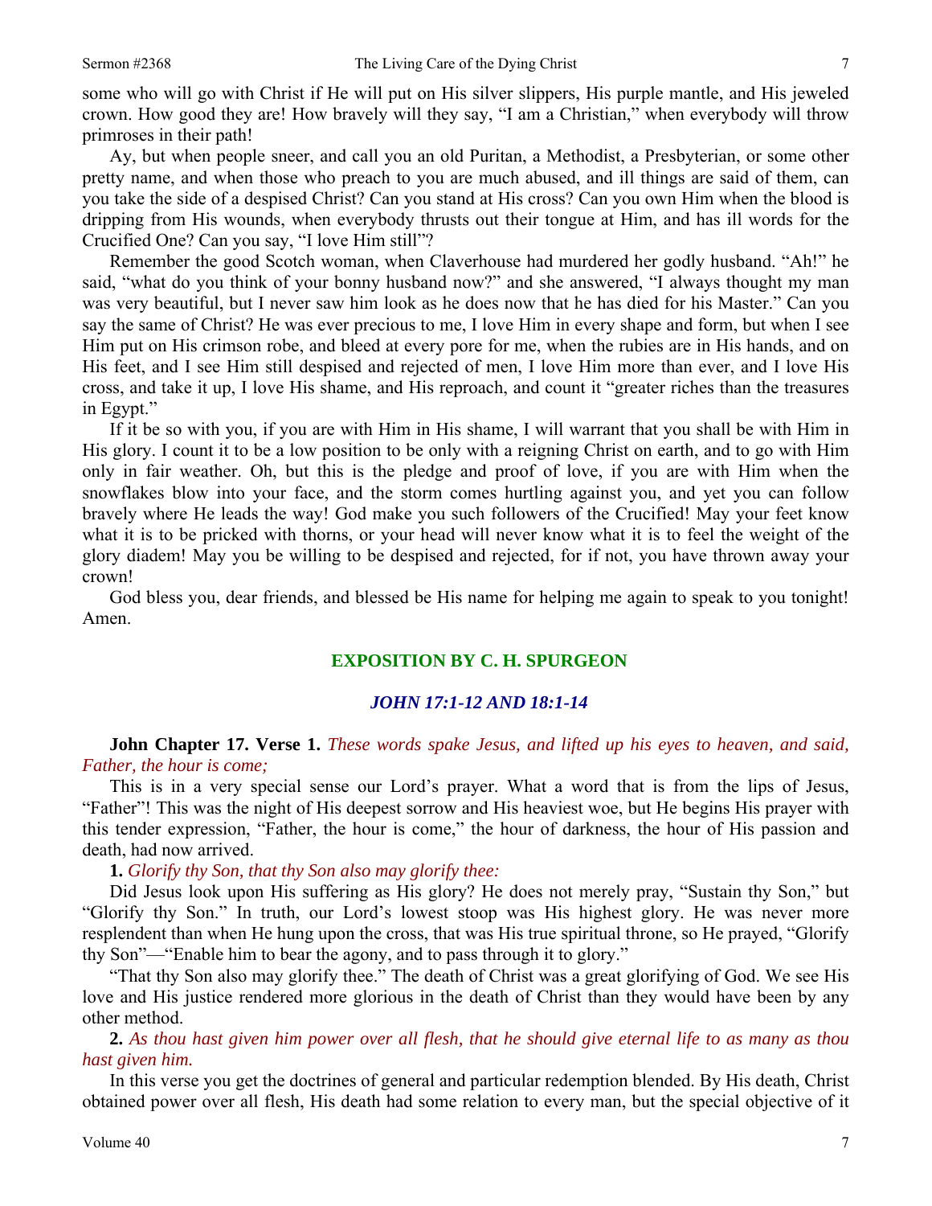some who will go with Christ if He will put on His silver slippers, His purple mantle, and His jeweled crown. How good they are! How bravely will they say, "I am a Christian," when everybody will throw primroses in their path!

Ay, but when people sneer, and call you an old Puritan, a Methodist, a Presbyterian, or some other pretty name, and when those who preach to you are much abused, and ill things are said of them, can you take the side of a despised Christ? Can you stand at His cross? Can you own Him when the blood is dripping from His wounds, when everybody thrusts out their tongue at Him, and has ill words for the Crucified One? Can you say, "I love Him still"?

Remember the good Scotch woman, when Claverhouse had murdered her godly husband. "Ah!" he said, "what do you think of your bonny husband now?" and she answered, "I always thought my man was very beautiful, but I never saw him look as he does now that he has died for his Master." Can you say the same of Christ? He was ever precious to me, I love Him in every shape and form, but when I see Him put on His crimson robe, and bleed at every pore for me, when the rubies are in His hands, and on His feet, and I see Him still despised and rejected of men, I love Him more than ever, and I love His cross, and take it up, I love His shame, and His reproach, and count it "greater riches than the treasures in Egypt."

If it be so with you, if you are with Him in His shame, I will warrant that you shall be with Him in His glory. I count it to be a low position to be only with a reigning Christ on earth, and to go with Him only in fair weather. Oh, but this is the pledge and proof of love, if you are with Him when the snowflakes blow into your face, and the storm comes hurtling against you, and yet you can follow bravely where He leads the way! God make you such followers of the Crucified! May your feet know what it is to be pricked with thorns, or your head will never know what it is to feel the weight of the glory diadem! May you be willing to be despised and rejected, for if not, you have thrown away your crown!

God bless you, dear friends, and blessed be His name for helping me again to speak to you tonight! Amen.

## EXPOSITION BY C. H. SPURGEON

### *JOHN 17:1-12 AND 18:1-14*

**John Chapter 17. Verse 1.** *These words spake Jesus, and lifted up his eyes to heaven, and said, Father, the hour is come;*

This is in a very special sense our Lord's prayer. What a word that is from the lips of Jesus, "Father"! This was the night of His deepest sorrow and His heaviest woe, but He begins His prayer with this tender expression, "Father, the hour is come," the hour of darkness, the hour of His passion and death, had now arrived.

**1.** *Glorify thy Son, that thy Son also may glorify thee:*

Did Jesus look upon His suffering as His glory? He does not merely pray, "Sustain thy Son," but "Glorify thy Son." In truth, our Lord's lowest stoop was His highest glory. He was never more resplendent than when He hung upon the cross, that was His true spiritual throne, so He prayed, "Glorify thy Son"—"Enable him to bear the agony, and to pass through it to glory."

"That thy Son also may glorify thee." The death of Christ was a great glorifying of God. We see His love and His justice rendered more glorious in the death of Christ than they would have been by any other method.

**2.** *As thou hast given him power over all flesh, that he should give eternal life to as many as thou hast given him.*

In this verse you get the doctrines of general and particular redemption blended. By His death, Christ obtained power over all flesh, His death had some relation to every man, but the special objective of it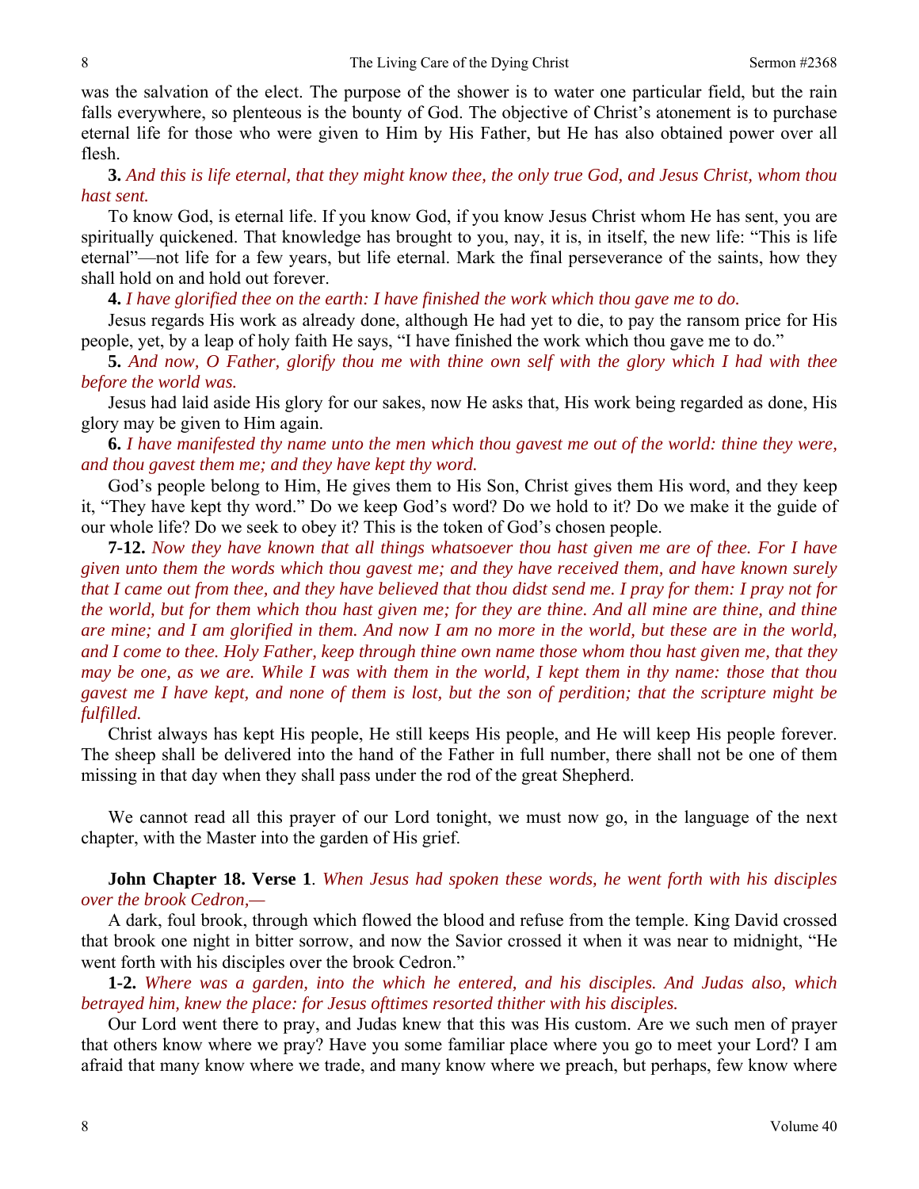was the salvation of the elect. The purpose of the shower is to water one particular field, but the rain falls everywhere, so plenteous is the bounty of God. The objective of Christ's atonement is to purchase eternal life for those who were given to Him by His Father, but He has also obtained power over all flesh.

**3.** *And this is life eternal, that they might know thee, the only true God, and Jesus Christ, whom thou hast sent.*

To know God, is eternal life. If you know God, if you know Jesus Christ whom He has sent, you are spiritually quickened. That knowledge has brought to you, nay, it is, in itself, the new life: "This is life eternal"—not life for a few years, but life eternal. Mark the final perseverance of the saints, how they shall hold on and hold out forever.

**4.** *I have glorified thee on the earth: I have finished the work which thou gave me to do.*

Jesus regards His work as already done, although He had yet to die, to pay the ransom price for His people, yet, by a leap of holy faith He says, "I have finished the work which thou gave me to do."

**5.** *And now, O Father, glorify thou me with thine own self with the glory which I had with thee before the world was.*

Jesus had laid aside His glory for our sakes, now He asks that, His work being regarded as done, His glory may be given to Him again.

**6.** *I have manifested thy name unto the men which thou gavest me out of the world: thine they were, and thou gavest them me; and they have kept thy word.*

God's people belong to Him, He gives them to His Son, Christ gives them His word, and they keep it, "They have kept thy word." Do we keep God's word? Do we hold to it? Do we make it the guide of our whole life? Do we seek to obey it? This is the token of God's chosen people.

**7-12.** *Now they have known that all things whatsoever thou hast given me are of thee. For I have given unto them the words which thou gavest me; and they have received them, and have known surely that I came out from thee, and they have believed that thou didst send me. I pray for them: I pray not for the world, but for them which thou hast given me; for they are thine. And all mine are thine, and thine are mine; and I am glorified in them. And now I am no more in the world, but these are in the world, and I come to thee. Holy Father, keep through thine own name those whom thou hast given me, that they may be one, as we are. While I was with them in the world, I kept them in thy name: those that thou gavest me I have kept, and none of them is lost, but the son of perdition; that the scripture might be fulfilled.*

Christ always has kept His people, He still keeps His people, and He will keep His people forever. The sheep shall be delivered into the hand of the Father in full number, there shall not be one of them missing in that day when they shall pass under the rod of the great Shepherd.

We cannot read all this prayer of our Lord tonight, we must now go, in the language of the next chapter, with the Master into the garden of His grief.

**John Chapter 18. Verse 1**. *When Jesus had spoken these words, he went forth with his disciples over the brook Cedron,—*

A dark, foul brook, through which flowed the blood and refuse from the temple. King David crossed that brook one night in bitter sorrow, and now the Savior crossed it when it was near to midnight, "He went forth with his disciples over the brook Cedron."

**1-2.** *Where was a garden, into the which he entered, and his disciples. And Judas also, which betrayed him, knew the place: for Jesus ofttimes resorted thither with his disciples.*

Our Lord went there to pray, and Judas knew that this was His custom. Are we such men of prayer that others know where we pray? Have you some familiar place where you go to meet your Lord? I am afraid that many know where we trade, and many know where we preach, but perhaps, few know where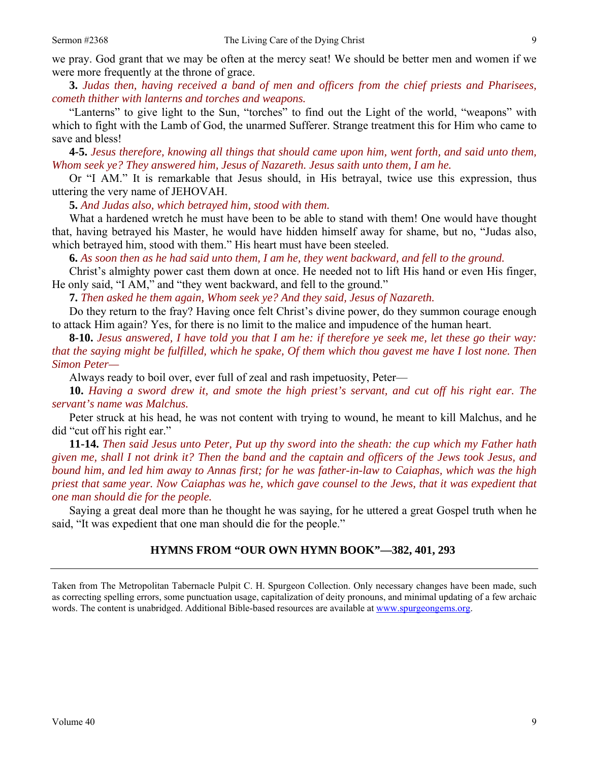we pray. God grant that we may be often at the mercy seat! We should be better men and women if we were more frequently at the throne of grace.

**3.** *Judas then, having received a band of men and officers from the chief priests and Pharisees, cometh thither with lanterns and torches and weapons.*

"Lanterns" to give light to the Sun, "torches" to find out the Light of the world, "weapons" with which to fight with the Lamb of God, the unarmed Sufferer. Strange treatment this for Him who came to save and bless!

**4-5.** *Jesus therefore, knowing all things that should came upon him, went forth, and said unto them, Whom seek ye? They answered him, Jesus of Nazareth. Jesus saith unto them, I am he.*

Or "I AM." It is remarkable that Jesus should, in His betrayal, twice use this expression, thus uttering the very name of JEHOVAH.

**5.** *And Judas also, which betrayed him, stood with them.*

What a hardened wretch he must have been to be able to stand with them! One would have thought that, having betrayed his Master, he would have hidden himself away for shame, but no, "Judas also, which betrayed him, stood with them." His heart must have been steeled.

**6.** *As soon then as he had said unto them, I am he, they went backward, and fell to the ground.*

Christ's almighty power cast them down at once. He needed not to lift His hand or even His finger, He only said, "I AM," and "they went backward, and fell to the ground."

**7.** *Then asked he them again, Whom seek ye? And they said, Jesus of Nazareth.*

Do they return to the fray? Having once felt Christ's divine power, do they summon courage enough to attack Him again? Yes, for there is no limit to the malice and impudence of the human heart.

**8-10.** *Jesus answered, I have told you that I am he: if therefore ye seek me, let these go their way: that the saying might be fulfilled, which he spake, Of them which thou gavest me have I lost none. Then Simon Peter—*

Always ready to boil over, ever full of zeal and rash impetuosity, Peter—

**10.** *Having a sword drew it, and smote the high priest's servant, and cut off his right ear. The servant's name was Malchus.*

Peter struck at his head, he was not content with trying to wound, he meant to kill Malchus, and he did "cut off his right ear."

**11-14.** *Then said Jesus unto Peter, Put up thy sword into the sheath: the cup which my Father hath given me, shall I not drink it? Then the band and the captain and officers of the Jews took Jesus, and bound him, and led him away to Annas first; for he was father-in-law to Caiaphas, which was the high priest that same year. Now Caiaphas was he, which gave counsel to the Jews, that it was expedient that one man should die for the people.*

Saying a great deal more than he thought he was saying, for he uttered a great Gospel truth when he said, "It was expedient that one man should die for the people."

**HYMNS FROM "OUR OWN HYMN BOOK"—382, 401, 293**

---

Taken from The Metropolitan Tabernacle Pulpit C. H. Spurgeon Collection. Only necessary changes have been made, such as correcting spelling errors, some punctuation usage, capitalization of deity pronouns, and minimal updating of a few archaic words. The content is unabridged. Additional Bible-based resources are available at www.spurgeongems.org.